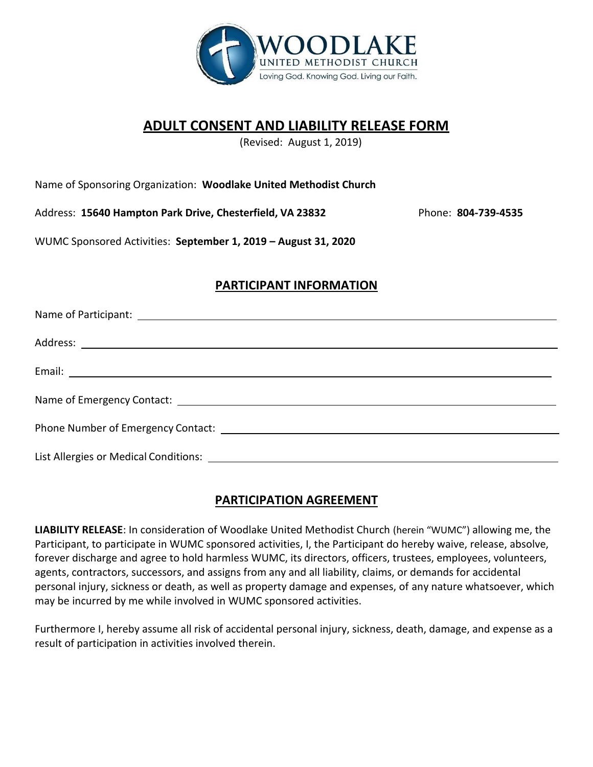WOODLAKE
UNITED METHODIST CHURCH
Loving God. Knowing God. Living our Faith.

# ADULT CONSENT AND LIABILITY RELEASE FORM

(Revised: August 1, 2019)

Name of Sponsoring Organization: **Woodlake United Methodist Church**

Address: **15640 Hampton Park Drive, Chesterfield, VA 23832** Phone: **804-739-4535**

WUMC Sponsored Activities: **September 1, 2019 – August 31, 2020**

## PARTICIPANT INFORMATION

Name of Participant: ______________________________

Address: ______________________________

Email: ______________________________

Name of Emergency Contact: ______________________________

Phone Number of Emergency Contact: ______________________________

List Allergies or Medical Conditions: ______________________________

## PARTICIPATION AGREEMENT

**LIABILITY RELEASE**: In consideration of Woodlake United Methodist Church (herein "WUMC") allowing me, the Participant, to participate in WUMC sponsored activities, I, the Participant do hereby waive, release, absolve, forever discharge and agree to hold harmless WUMC, its directors, officers, trustees, employees, volunteers, agents, contractors, successors, and assigns from any and all liability, claims, or demands for accidental personal injury, sickness or death, as well as property damage and expenses, of any nature whatsoever, which may be incurred by me while involved in WUMC sponsored activities.

Furthermore I, hereby assume all risk of accidental personal injury, sickness, death, damage, and expense as a result of participation in activities involved therein.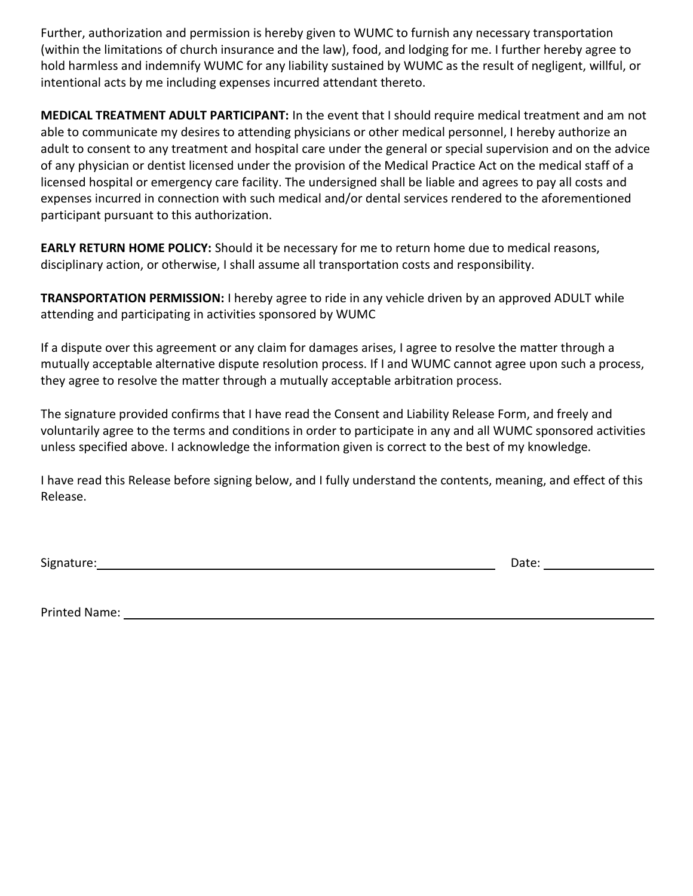Further, authorization and permission is hereby given to WUMC to furnish any necessary transportation (within the limitations of church insurance and the law), food, and lodging for me. I further hereby agree to hold harmless and indemnify WUMC for any liability sustained by WUMC as the result of negligent, willful, or intentional acts by me including expenses incurred attendant thereto.

**MEDICAL TREATMENT ADULT PARTICIPANT:** In the event that I should require medical treatment and am not able to communicate my desires to attending physicians or other medical personnel, I hereby authorize an adult to consent to any treatment and hospital care under the general or special supervision and on the advice of any physician or dentist licensed under the provision of the Medical Practice Act on the medical staff of a licensed hospital or emergency care facility. The undersigned shall be liable and agrees to pay all costs and expenses incurred in connection with such medical and/or dental services rendered to the aforementioned participant pursuant to this authorization.

**EARLY RETURN HOME POLICY:** Should it be necessary for me to return home due to medical reasons, disciplinary action, or otherwise, I shall assume all transportation costs and responsibility.

**TRANSPORTATION PERMISSION:** I hereby agree to ride in any vehicle driven by an approved ADULT while attending and participating in activities sponsored by WUMC

If a dispute over this agreement or any claim for damages arises, I agree to resolve the matter through a mutually acceptable alternative dispute resolution process. If I and WUMC cannot agree upon such a process, they agree to resolve the matter through a mutually acceptable arbitration process.

The signature provided confirms that I have read the Consent and Liability Release Form, and freely and voluntarily agree to the terms and conditions in order to participate in any and all WUMC sponsored activities unless specified above. I acknowledge the information given is correct to the best of my knowledge.

I have read this Release before signing below, and I fully understand the contents, meaning, and effect of this Release.

Signature:______________________________________________ Date: ______________

Printed Name: ____________________________________________________________